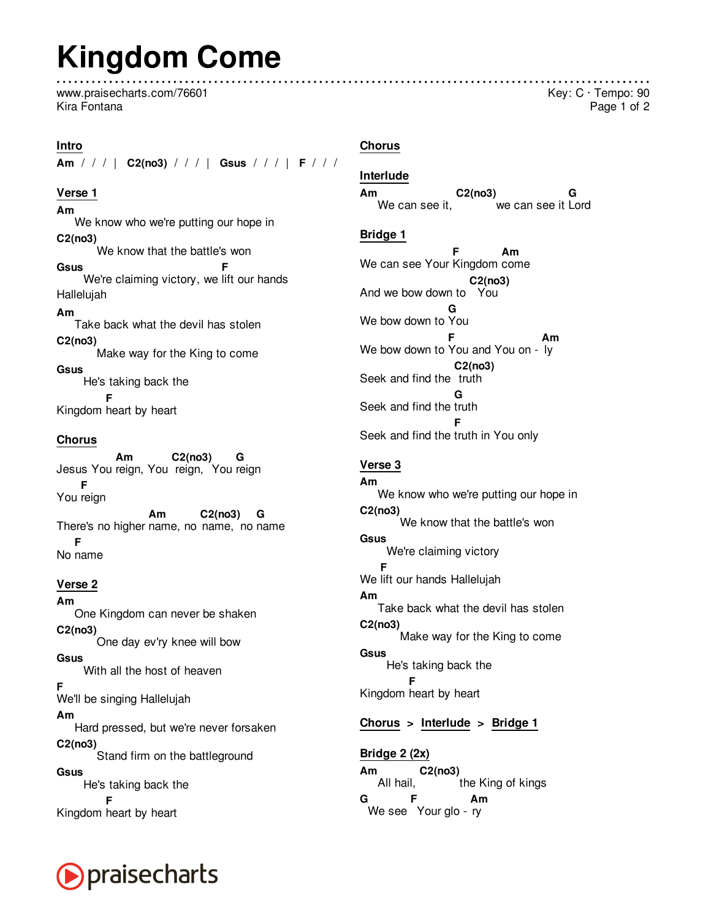# Kingdom Come

www.praisecharts.com/76601
Kira Fontana

Key: C · Tempo: 90

## Intro

**Am** / / / | **C2(no3)** / / / | **Gsus** / / / | **F** / / /

## Verse 1

**Am**
We know who we're putting our hope in
**C2(no3)**
We know that the battle's won
**Gsus** **F**
We're claiming victory, we lift our hands
Hallelujah
**Am**
Take back what the devil has stolen
**C2(no3)**
Make way for the King to come
**Gsus**
He's taking back the
**F**
Kingdom heart by heart

## Chorus

**Am** **C2(no3)** **G**
Jesus You reign, You reign, You reign
**F**
You reign
**Am** **C2(no3)** **G**
There's no higher name, no name, no name
**F**
No name

## Verse 2

**Am**
One Kingdom can never be shaken
**C2(no3)**
One day ev'ry knee will bow
**Gsus**
With all the host of heaven
**F**
We'll be singing Hallelujah
**Am**
Hard pressed, but we're never forsaken
**C2(no3)**
Stand firm on the battleground
**Gsus**
He's taking back the
**F**
Kingdom heart by heart

## Chorus

## Interlude

**Am** **C2(no3)** **G**
We can see it, we can see it Lord

## Bridge 1

**F** **Am**
We can see Your Kingdom come
**C2(no3)**
And we bow down to You
**G**
We bow down to You
**F** **Am**
We bow down to You and You on - ly
**C2(no3)**
Seek and find the truth
**G**
Seek and find the truth
**F**
Seek and find the truth in You only

## Verse 3

**Am**
We know who we're putting our hope in
**C2(no3)**
We know that the battle's won
**Gsus**
We're claiming victory
**F**
We lift our hands Hallelujah
**Am**
Take back what the devil has stolen
**C2(no3)**
Make way for the King to come
**Gsus**
He's taking back the
**F**
Kingdom heart by heart

## Chorus > Interlude > Bridge 1

## Bridge 2 (2x)

**Am** **C2(no3)**
All hail, the King of kings
**G** **F** **Am**
We see Your glo - ry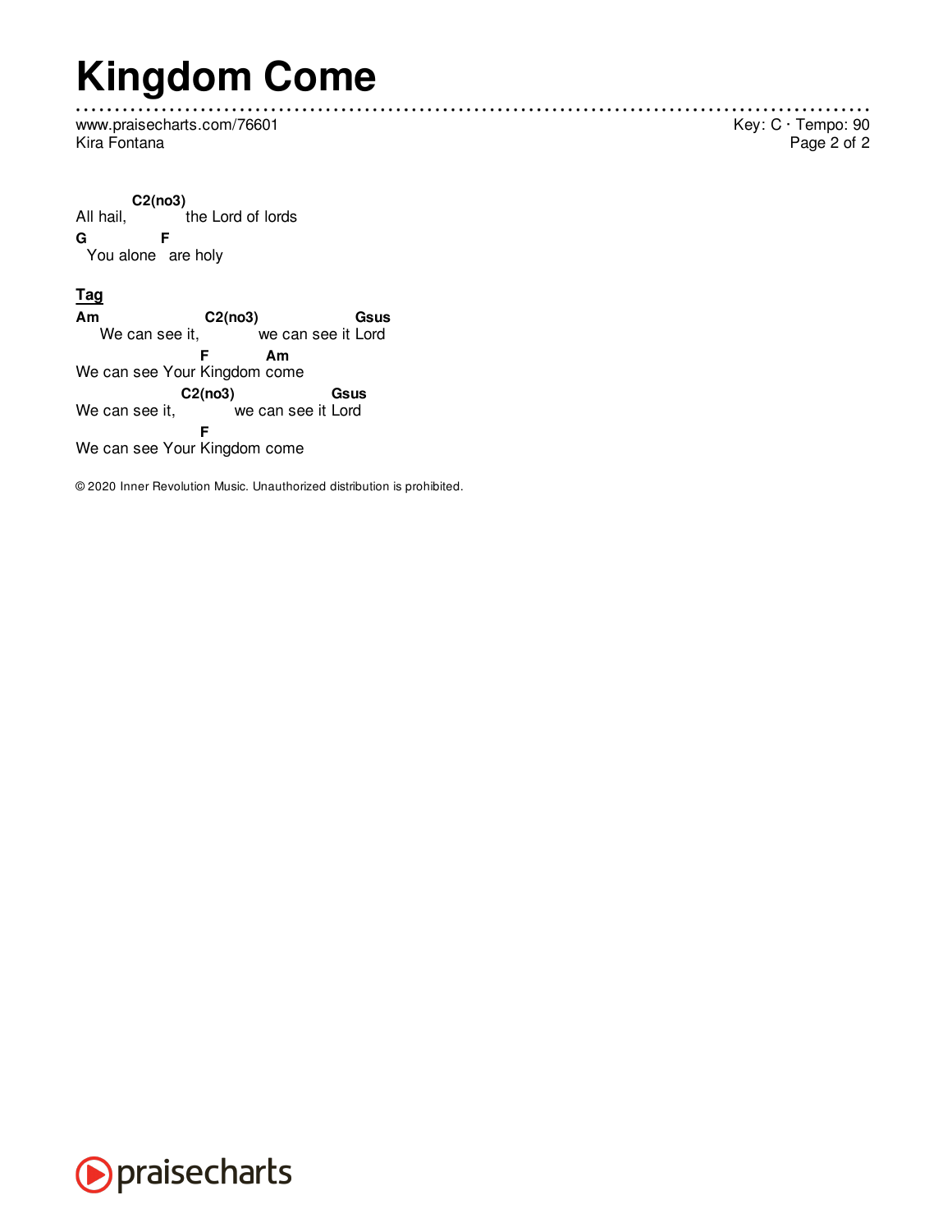```
         C2(no3)
All hail,         the Lord of lords
G           F
  You alone   are holy
```

**Tag**

```
Am                   C2(no3)             Gsus
     We can see it,           we can see it Lord
                          F          Am
We can see Your Kingdom come
                     C2(no3)             Gsus
We can see it,           we can see it Lord
                          F
We can see Your Kingdom come
```

© 2020 Inner Revolution Music. Unauthorized distribution is prohibited.